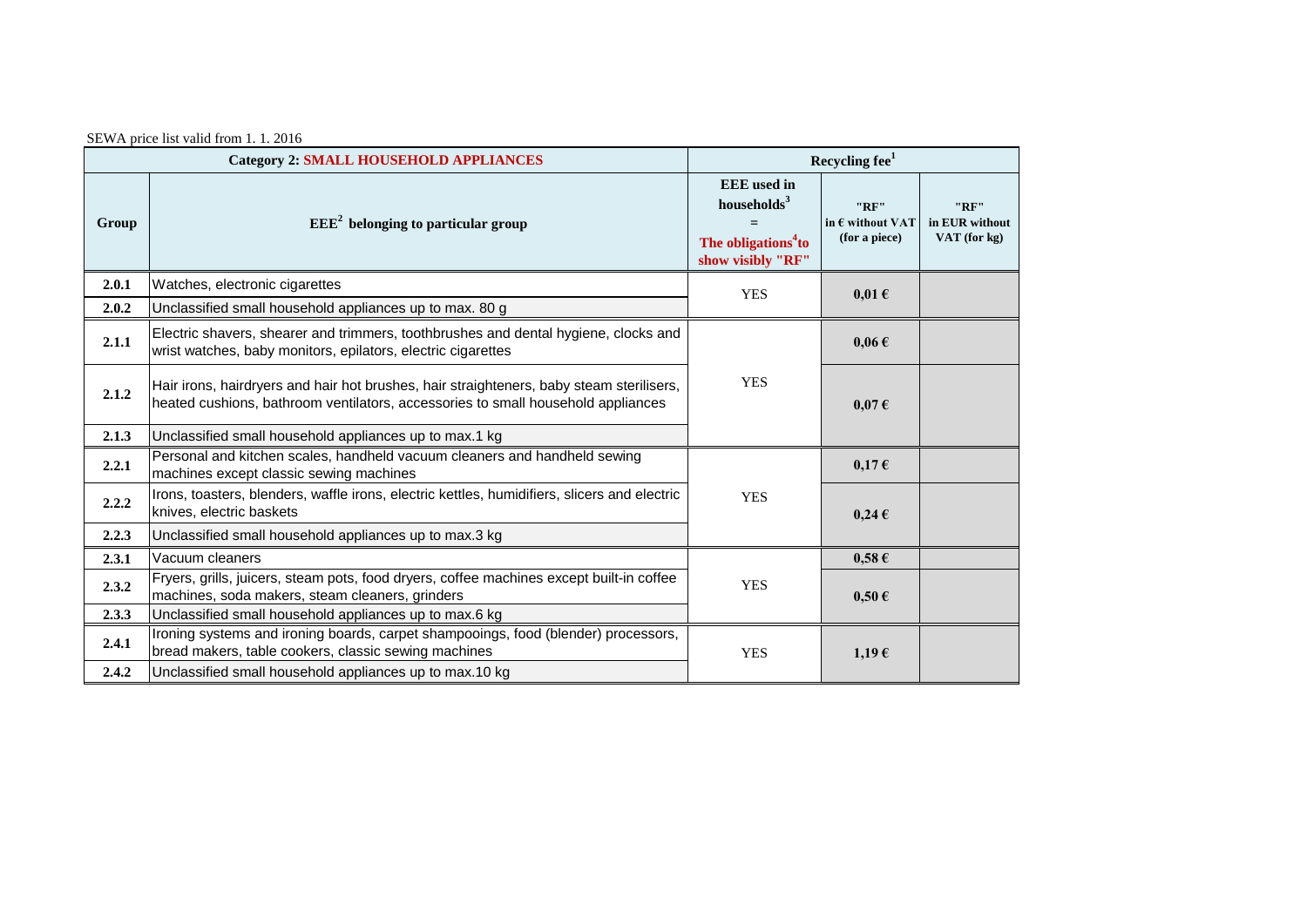SEWA price list valid from 1. 1. 2016

| Category 2: SMALL HOUSEHOLD APPLIANCES | | Recycling fee[1] | | |
|---|---|---|---|---|
| Group | EEE[2] belonging to particular group | EEE used in households[3] = The obligations[4] to show visibly "RF" | "RF" in € without VAT (for a piece) | "RF" in EUR without VAT (for kg) |
| 2.0.1 | Watches, electronic cigarettes | YES | 0,01 € | |
| 2.0.2 | Unclassified small household appliances up to max. 80 g | | | |
| 2.1.1 | Electric shavers, shearer and trimmers, toothbrushes and dental hygiene, clocks and wrist watches, baby monitors, epilators, electric cigarettes | YES | 0,06 € | |
| 2.1.2 | Hair irons, hairdryers and hair hot brushes, hair straighteners, baby steam sterilisers, heated cushions, bathroom ventilators, accessories to small household appliances | | 0,07 € | |
| 2.1.3 | Unclassified small household appliances up to max.1 kg | | | |
| 2.2.1 | Personal and kitchen scales, handheld vacuum cleaners and handheld sewing machines except classic sewing machines | YES | 0,17 € | |
| 2.2.2 | Irons, toasters, blenders, waffle irons, electric kettles, humidifiers, slicers and electric knives, electric baskets | | 0,24 € | |
| 2.2.3 | Unclassified small household appliances up to max.3 kg | | | |
| 2.3.1 | Vacuum cleaners | YES | 0,58 € | |
| 2.3.2 | Fryers, grills, juicers, steam pots, food dryers, coffee machines except built-in coffee machines, soda makers, steam cleaners, grinders | | 0,50 € | |
| 2.3.3 | Unclassified small household appliances up to max.6 kg | | | |
| 2.4.1 | Ironing systems and ironing boards, carpet shampooings, food (blender) processors, bread makers, table cookers, classic sewing machines | YES | 1,19 € | |
| 2.4.2 | Unclassified small household appliances up to max.10 kg | | | |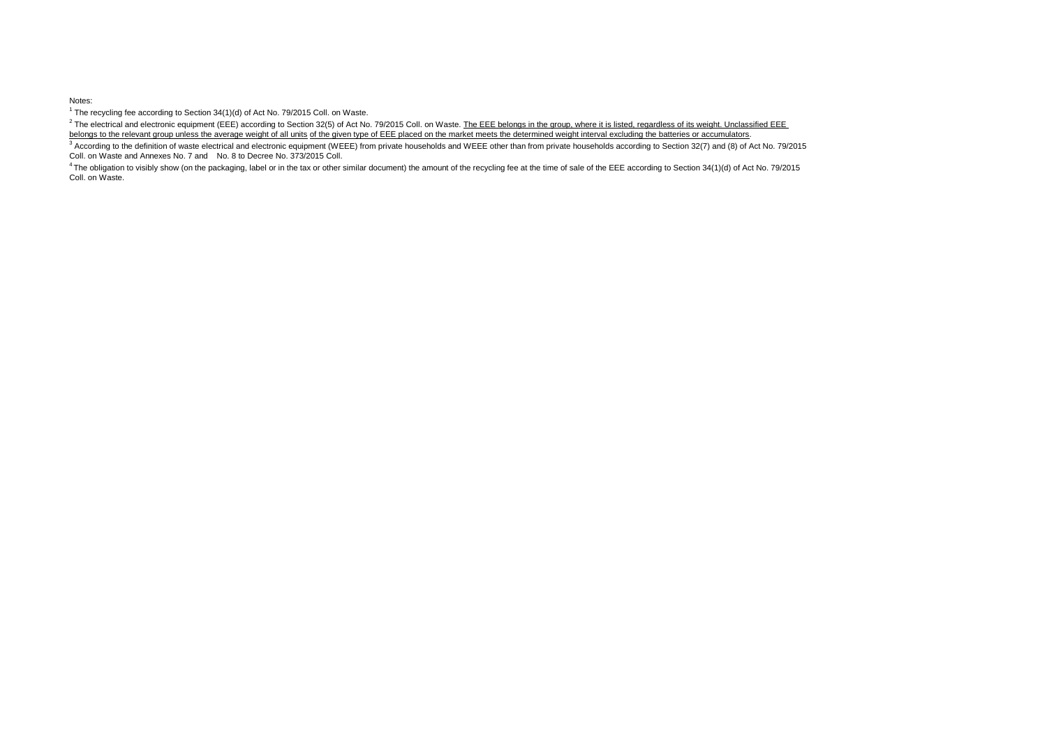Notes:

[1] The recycling fee according to Section 34(1)(d) of Act No. 79/2015 Coll. on Waste.

[2] The electrical and electronic equipment (EEE) according to Section 32(5) of Act No. 79/2015 Coll. on Waste. The EEE belongs in the group, where it is listed, regardless of its weight. Unclassified EEE belongs to the relevant group unless the average weight of all units of the given type of EEE placed on the market meets the determined weight interval excluding the batteries or accumulators.

[3] According to the definition of waste electrical and electronic equipment (WEEE) from private households and WEEE other than from private households according to Section 32(7) and (8) of Act No. 79/2015 Coll. on Waste and Annexes No. 7 and No. 8 to Decree No. 373/2015 Coll.

[4] The obligation to visibly show (on the packaging, label or in the tax or other similar document) the amount of the recycling fee at the time of sale of the EEE according to Section 34(1)(d) of Act No. 79/2015 Coll. on Waste.